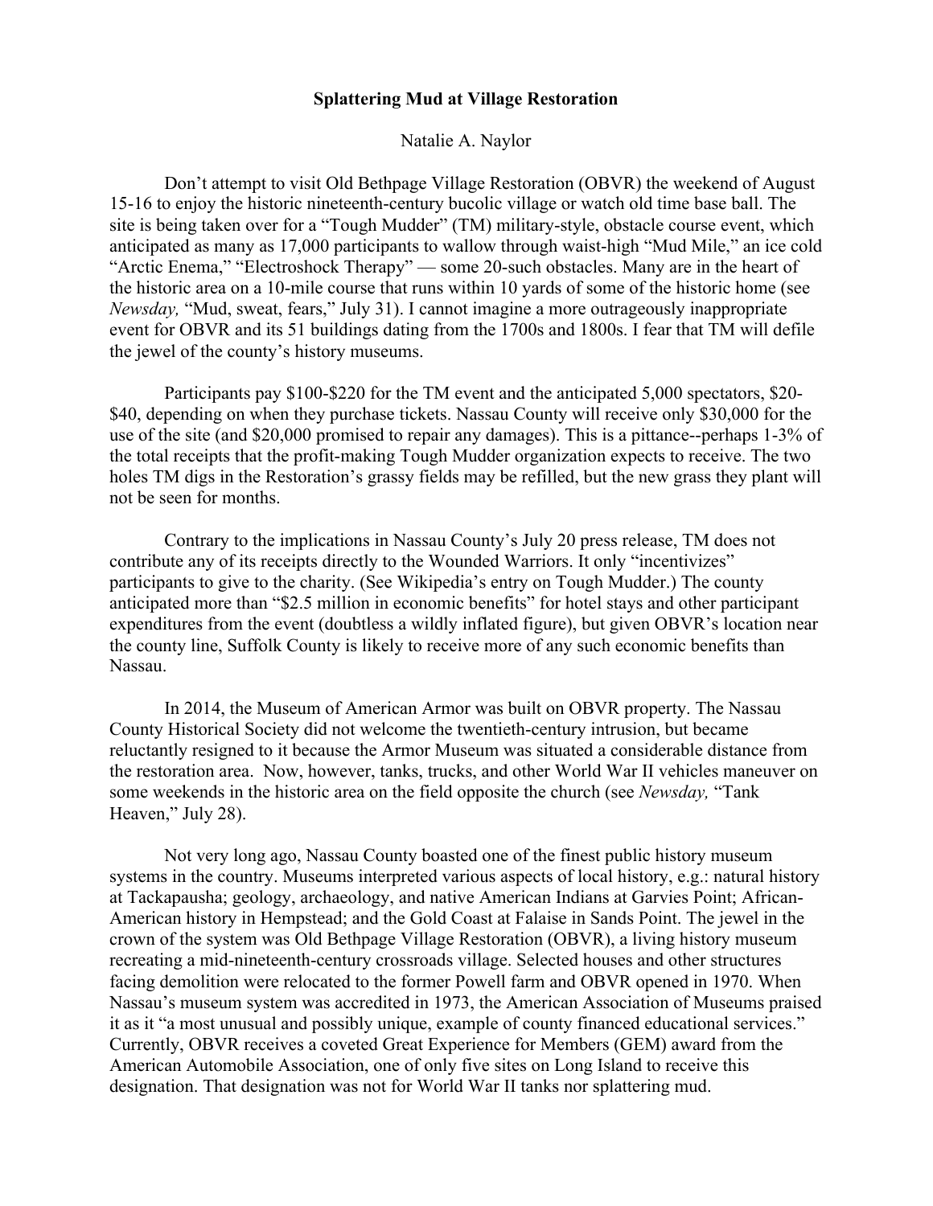**Splattering Mud at Village Restoration**

Natalie A. Naylor

Don't attempt to visit Old Bethpage Village Restoration (OBVR) the weekend of August 15-16 to enjoy the historic nineteenth-century bucolic village or watch old time base ball. The site is being taken over for a "Tough Mudder" (TM) military-style, obstacle course event, which anticipated as many as 17,000 participants to wallow through waist-high "Mud Mile," an ice cold "Arctic Enema," "Electroshock Therapy" — some 20-such obstacles. Many are in the heart of the historic area on a 10-mile course that runs within 10 yards of some of the historic home (see *Newsday,* "Mud, sweat, fears," July 31). I cannot imagine a more outrageously inappropriate event for OBVR and its 51 buildings dating from the 1700s and 1800s. I fear that TM will defile the jewel of the county's history museums.

Participants pay $100-$220 for the TM event and the anticipated 5,000 spectators, $20-$40, depending on when they purchase tickets. Nassau County will receive only $30,000 for the use of the site (and $20,000 promised to repair any damages). This is a pittance--perhaps 1-3% of the total receipts that the profit-making Tough Mudder organization expects to receive. The two holes TM digs in the Restoration's grassy fields may be refilled, but the new grass they plant will not be seen for months.

Contrary to the implications in Nassau County's July 20 press release, TM does not contribute any of its receipts directly to the Wounded Warriors. It only "incentivizes" participants to give to the charity. (See Wikipedia's entry on Tough Mudder.) The county anticipated more than "$2.5 million in economic benefits" for hotel stays and other participant expenditures from the event (doubtless a wildly inflated figure), but given OBVR's location near the county line, Suffolk County is likely to receive more of any such economic benefits than Nassau.

In 2014, the Museum of American Armor was built on OBVR property. The Nassau County Historical Society did not welcome the twentieth-century intrusion, but became reluctantly resigned to it because the Armor Museum was situated a considerable distance from the restoration area. Now, however, tanks, trucks, and other World War II vehicles maneuver on some weekends in the historic area on the field opposite the church (see *Newsday,* "Tank Heaven," July 28).

Not very long ago, Nassau County boasted one of the finest public history museum systems in the country. Museums interpreted various aspects of local history, e.g.: natural history at Tackapausha; geology, archaeology, and native American Indians at Garvies Point; African-American history in Hempstead; and the Gold Coast at Falaise in Sands Point. The jewel in the crown of the system was Old Bethpage Village Restoration (OBVR), a living history museum recreating a mid-nineteenth-century crossroads village. Selected houses and other structures facing demolition were relocated to the former Powell farm and OBVR opened in 1970. When Nassau's museum system was accredited in 1973, the American Association of Museums praised it as it "a most unusual and possibly unique, example of county financed educational services." Currently, OBVR receives a coveted Great Experience for Members (GEM) award from the American Automobile Association, one of only five sites on Long Island to receive this designation. That designation was not for World War II tanks nor splattering mud.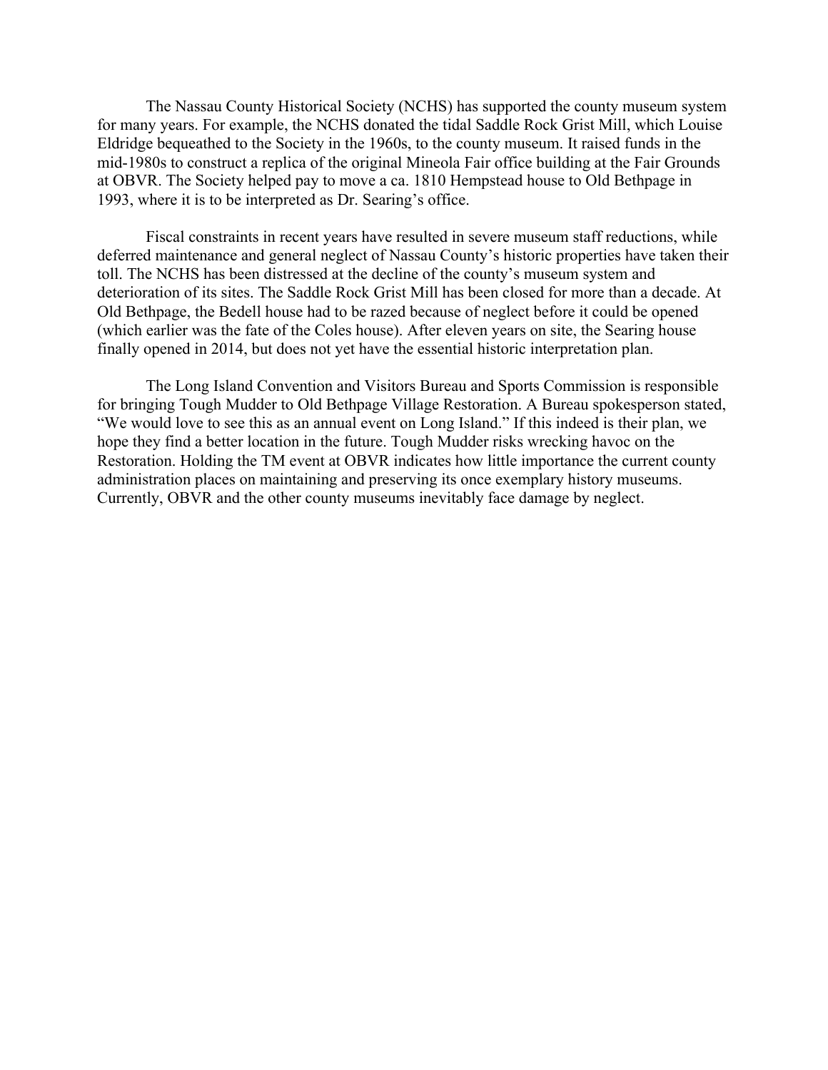The Nassau County Historical Society (NCHS) has supported the county museum system for many years. For example, the NCHS donated the tidal Saddle Rock Grist Mill, which Louise Eldridge bequeathed to the Society in the 1960s, to the county museum. It raised funds in the mid-1980s to construct a replica of the original Mineola Fair office building at the Fair Grounds at OBVR. The Society helped pay to move a ca. 1810 Hempstead house to Old Bethpage in 1993, where it is to be interpreted as Dr. Searing's office.

Fiscal constraints in recent years have resulted in severe museum staff reductions, while deferred maintenance and general neglect of Nassau County's historic properties have taken their toll. The NCHS has been distressed at the decline of the county's museum system and deterioration of its sites. The Saddle Rock Grist Mill has been closed for more than a decade. At Old Bethpage, the Bedell house had to be razed because of neglect before it could be opened (which earlier was the fate of the Coles house). After eleven years on site, the Searing house finally opened in 2014, but does not yet have the essential historic interpretation plan.

The Long Island Convention and Visitors Bureau and Sports Commission is responsible for bringing Tough Mudder to Old Bethpage Village Restoration. A Bureau spokesperson stated, "We would love to see this as an annual event on Long Island." If this indeed is their plan, we hope they find a better location in the future. Tough Mudder risks wrecking havoc on the Restoration. Holding the TM event at OBVR indicates how little importance the current county administration places on maintaining and preserving its once exemplary history museums. Currently, OBVR and the other county museums inevitably face damage by neglect.